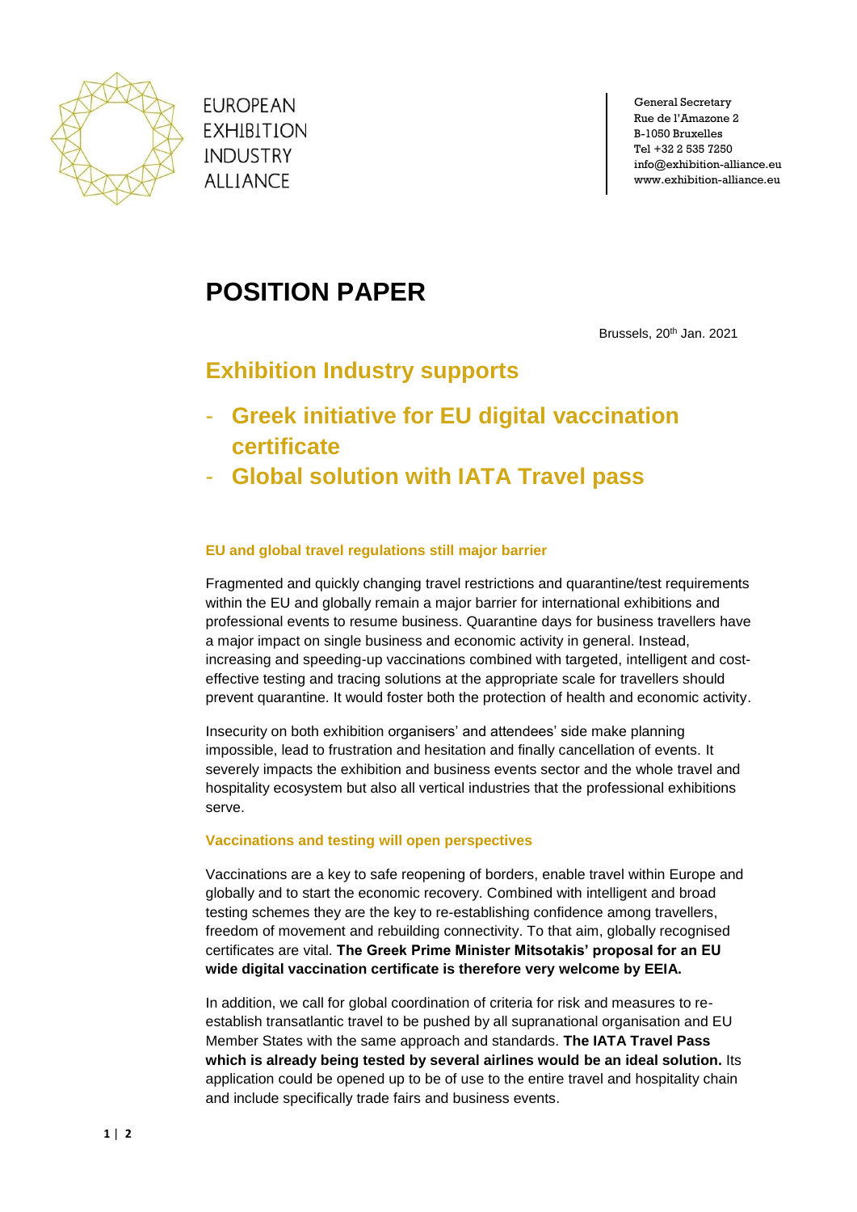EUROPEAN EXHIBITION INDUSTRY ALLIANCE

General Secretary
Rue de l'Amazone 2
B-1050 Bruxelles
Tel +32 2 535 7250
info@exhibition-alliance.eu
www.exhibition-alliance.eu

# POSITION PAPER

Brussels, 20th Jan. 2021

## Exhibition Industry supports

- **Greek initiative for EU digital vaccination certificate**
- **Global solution with IATA Travel pass**

### EU and global travel regulations still major barrier

Fragmented and quickly changing travel restrictions and quarantine/test requirements within the EU and globally remain a major barrier for international exhibitions and professional events to resume business. Quarantine days for business travellers have a major impact on single business and economic activity in general. Instead, increasing and speeding-up vaccinations combined with targeted, intelligent and cost-effective testing and tracing solutions at the appropriate scale for travellers should prevent quarantine. It would foster both the protection of health and economic activity.

Insecurity on both exhibition organisers' and attendees' side make planning impossible, lead to frustration and hesitation and finally cancellation of events. It severely impacts the exhibition and business events sector and the whole travel and hospitality ecosystem but also all vertical industries that the professional exhibitions serve.

### Vaccinations and testing will open perspectives

Vaccinations are a key to safe reopening of borders, enable travel within Europe and globally and to start the economic recovery. Combined with intelligent and broad testing schemes they are the key to re-establishing confidence among travellers, freedom of movement and rebuilding connectivity. To that aim, globally recognised certificates are vital. **The Greek Prime Minister Mitsotakis' proposal for an EU wide digital vaccination certificate is therefore very welcome by EEIA.**

In addition, we call for global coordination of criteria for risk and measures to re-establish transatlantic travel to be pushed by all supranational organisation and EU Member States with the same approach and standards. **The IATA Travel Pass which is already being tested by several airlines would be an ideal solution.** Its application could be opened up to be of use to the entire travel and hospitality chain and include specifically trade fairs and business events.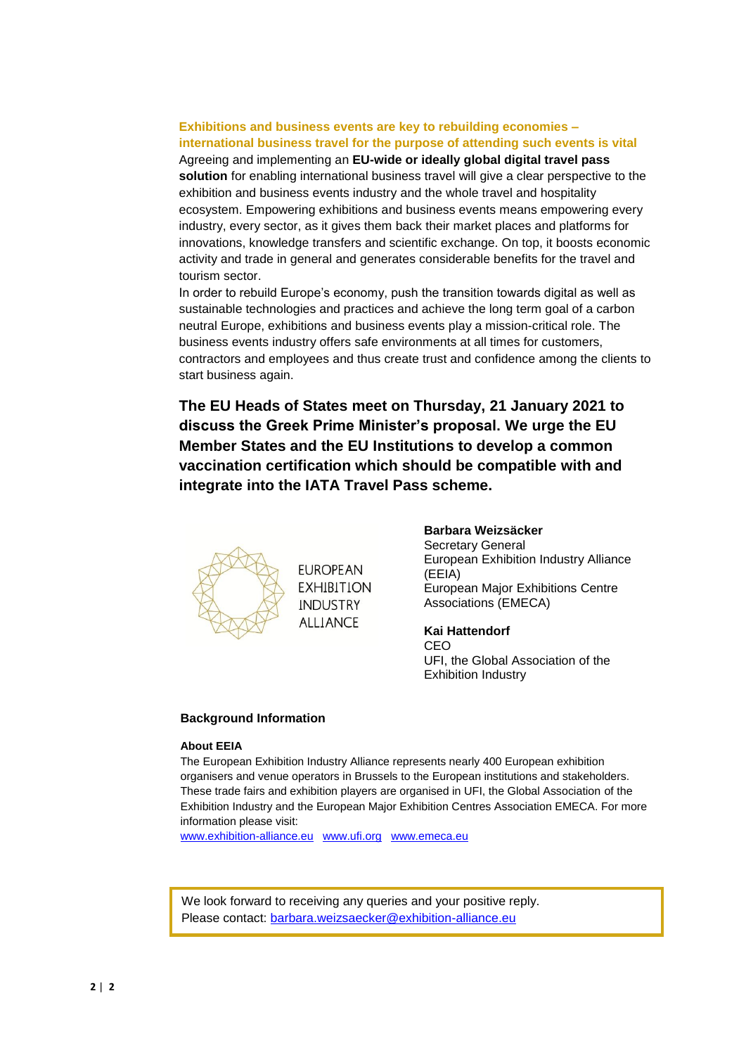**Exhibitions and business events are key to rebuilding economies – international business travel for the purpose of attending such events is vital**

Agreeing and implementing an **EU-wide or ideally global digital travel pass solution** for enabling international business travel will give a clear perspective to the exhibition and business events industry and the whole travel and hospitality ecosystem. Empowering exhibitions and business events means empowering every industry, every sector, as it gives them back their market places and platforms for innovations, knowledge transfers and scientific exchange. On top, it boosts economic activity and trade in general and generates considerable benefits for the travel and tourism sector.

In order to rebuild Europe's economy, push the transition towards digital as well as sustainable technologies and practices and achieve the long term goal of a carbon neutral Europe, exhibitions and business events play a mission-critical role. The business events industry offers safe environments at all times for customers, contractors and employees and thus create trust and confidence among the clients to start business again.

**The EU Heads of States meet on Thursday, 21 January 2021 to discuss the Greek Prime Minister's proposal. We urge the EU Member States and the EU Institutions to develop a common vaccination certification which should be compatible with and integrate into the IATA Travel Pass scheme.**

EUROPEAN EXHIBITION INDUSTRY ALLIANCE

**Barbara Weizsäcker**
Secretary General
European Exhibition Industry Alliance (EEIA)
European Major Exhibitions Centre Associations (EMECA)

**Kai Hattendorf**
CEO
UFI, the Global Association of the Exhibition Industry

### Background Information

**About EEIA**

The European Exhibition Industry Alliance represents nearly 400 European exhibition organisers and venue operators in Brussels to the European institutions and stakeholders. These trade fairs and exhibition players are organised in UFI, the Global Association of the Exhibition Industry and the European Major Exhibition Centres Association EMECA. For more information please visit:
www.exhibition-alliance.eu www.ufi.org www.emeca.eu

We look forward to receiving any queries and your positive reply.
Please contact: barbara.weizsaecker@exhibition-alliance.eu